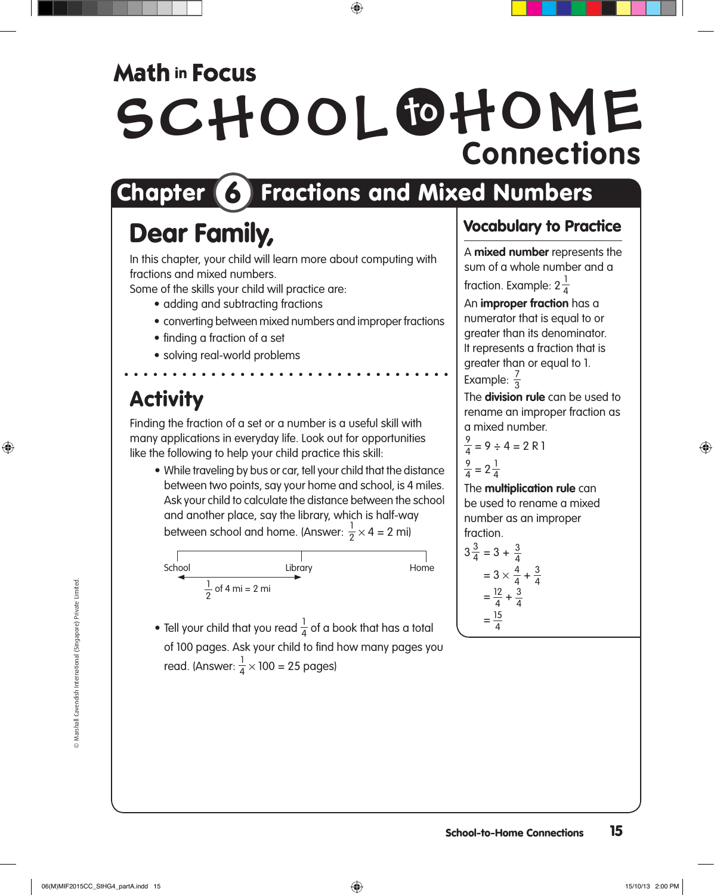# Math in Focus

# SCHOOL to HOME Connections

## Chapter 6 Fractions and Mixed Numbers

## Dear Family,

In this chapter, your child will learn more about computing with fractions and mixed numbers.
Some of the skills your child will practice are:

- adding and subtracting fractions
- converting between mixed numbers and improper fractions
- finding a fraction of a set
- solving real-world problems

## Activity

Finding the fraction of a set or a number is a useful skill with many applications in everyday life. Look out for opportunities like the following to help your child practice this skill:

- While traveling by bus or car, tell your child that the distance between two points, say your home and school, is 4 miles. Ask your child to calculate the distance between the school and another place, say the library, which is half-way between school and home. (Answer: $\frac{1}{2} \times 4 = 2$ mi)

School — Library — Home

$\frac{1}{2}$ of 4 mi = 2 mi

- Tell your child that you read $\frac{1}{4}$ of a book that has a total of 100 pages. Ask your child to find how many pages you read. (Answer: $\frac{1}{4} \times 100 = 25$ pages)

## Vocabulary to Practice

A **mixed number** represents the sum of a whole number and a fraction. Example: $2\frac{1}{4}$

An **improper fraction** has a numerator that is equal to or greater than its denominator. It represents a fraction that is greater than or equal to 1. Example: $\frac{7}{3}$

The **division rule** can be used to rename an improper fraction as a mixed number.

$\frac{9}{4} = 9 \div 4 = 2 \text{ R } 1$

$\frac{9}{4} = 2\frac{1}{4}$

The **multiplication rule** can be used to rename a mixed number as an improper fraction.

$$
\begin{aligned}
3\frac{3}{4} &= 3 + \frac{3}{4} \\
&= 3 \times \frac{4}{4} + \frac{3}{4} \\
&= \frac{12}{4} + \frac{3}{4} \\
&= \frac{15}{4}
\end{aligned}
$$

© Marshall Cavendish International (Singapore) Private Limited.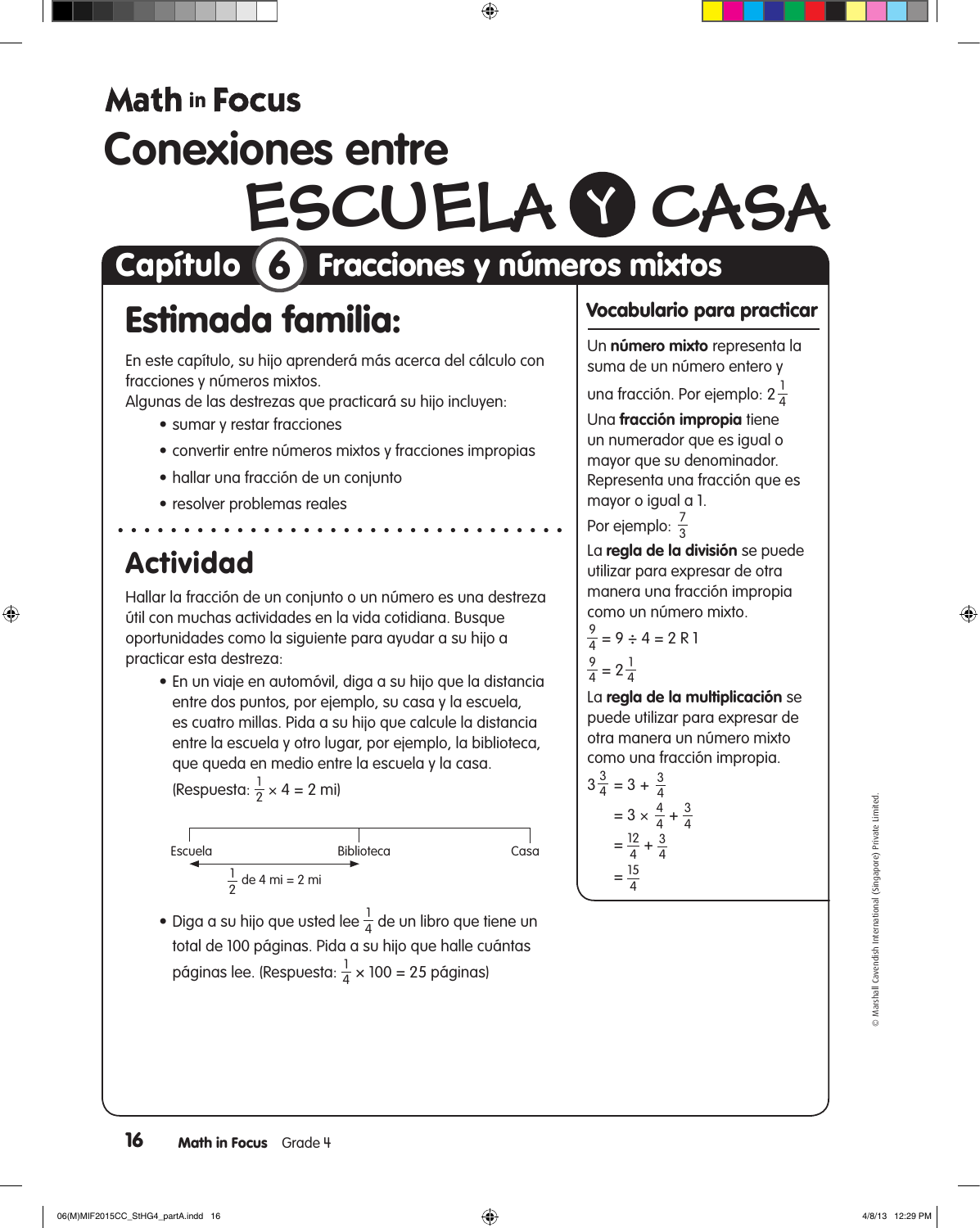**Math in Focus**

# Conexiones entre ESCUELA Y CASA

## Capítulo 6 Fracciones y números mixtos

## Estimada familia:

En este capítulo, su hijo aprenderá más acerca del cálculo con fracciones y números mixtos.
Algunas de las destrezas que practicará su hijo incluyen:

- sumar y restar fracciones
- convertir entre números mixtos y fracciones impropias
- hallar una fracción de un conjunto
- resolver problemas reales

## Actividad

Hallar la fracción de un conjunto o un número es una destreza útil con muchas actividades en la vida cotidiana. Busque oportunidades como la siguiente para ayudar a su hijo a practicar esta destreza:

- En un viaje en automóvil, diga a su hijo que la distancia entre dos puntos, por ejemplo, su casa y la escuela, es cuatro millas. Pida a su hijo que calcule la distancia entre la escuela y otro lugar, por ejemplo, la biblioteca, que queda en medio entre la escuela y la casa.

  (Respuesta: $\frac{1}{2} \times 4 = 2$ mi)

  Escuela — Biblioteca — Casa

  $\frac{1}{2}$ de 4 mi = 2 mi

- Diga a su hijo que usted lee $\frac{1}{4}$ de un libro que tiene un total de 100 páginas. Pida a su hijo que halle cuántas páginas lee. (Respuesta: $\frac{1}{4} \times 100 = 25$ páginas)

### Vocabulario para practicar

Un **número mixto** representa la suma de un número entero y una fracción. Por ejemplo: $2\frac{1}{4}$

Una **fracción impropia** tiene un numerador que es igual o mayor que su denominador. Representa una fracción que es mayor o igual a 1.

Por ejemplo: $\frac{7}{3}$

La **regla de la división** se puede utilizar para expresar de otra manera una fracción impropia como un número mixto.

$\frac{9}{4} = 9 \div 4 = 2 \text{ R } 1$

$\frac{9}{4} = 2\frac{1}{4}$

La **regla de la multiplicación** se puede utilizar para expresar de otra manera un número mixto como una fracción impropia.

$$3\frac{3}{4} = 3 + \frac{3}{4}$$
$$= 3 \times \frac{4}{4} + \frac{3}{4}$$
$$= \frac{12}{4} + \frac{3}{4}$$
$$= \frac{15}{4}$$

© Marshall Cavendish International (Singapore) Private Limited.